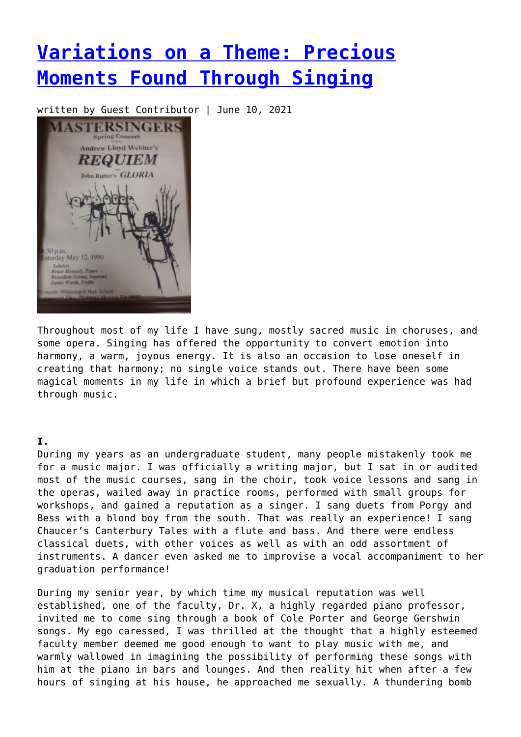# Variations on a Theme: Precious Moments Found Through Singing

written by Guest Contributor | June 10, 2021

Throughout most of my life I have sung, mostly sacred music in choruses, and some opera. Singing has offered the opportunity to convert emotion into harmony, a warm, joyous energy. It is also an occasion to lose oneself in creating that harmony; no single voice stands out. There have been some magical moments in my life in which a brief but profound experience was had through music.

**I.**

During my years as an undergraduate student, many people mistakenly took me for a music major. I was officially a writing major, but I sat in or audited most of the music courses, sang in the choir, took voice lessons and sang in the operas, wailed away in practice rooms, performed with small groups for workshops, and gained a reputation as a singer. I sang duets from Porgy and Bess with a blond boy from the south. That was really an experience! I sang Chaucer's Canterbury Tales with a flute and bass. And there were endless classical duets, with other voices as well as with an odd assortment of instruments. A dancer even asked me to improvise a vocal accompaniment to her graduation performance!

During my senior year, by which time my musical reputation was well established, one of the faculty, Dr. X, a highly regarded piano professor, invited me to come sing through a book of Cole Porter and George Gershwin songs. My ego caressed, I was thrilled at the thought that a highly esteemed faculty member deemed me good enough to want to play music with me, and warmly wallowed in imagining the possibility of performing these songs with him at the piano in bars and lounges. And then reality hit when after a few hours of singing at his house, he approached me sexually. A thundering bomb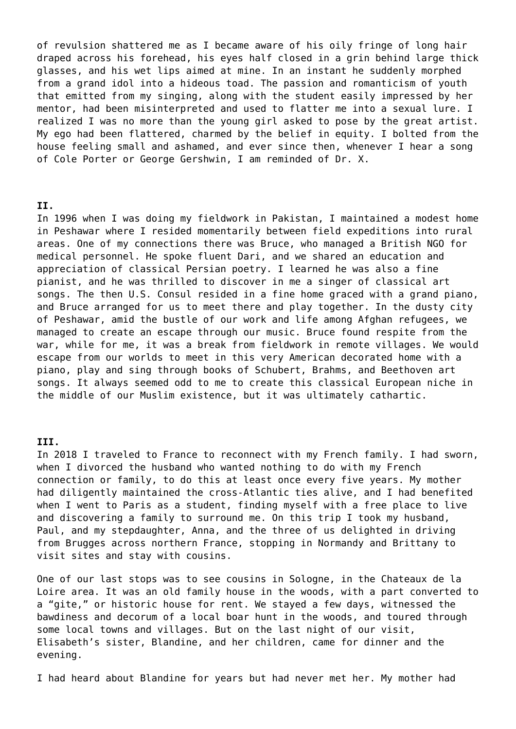of revulsion shattered me as I became aware of his oily fringe of long hair draped across his forehead, his eyes half closed in a grin behind large thick glasses, and his wet lips aimed at mine. In an instant he suddenly morphed from a grand idol into a hideous toad. The passion and romanticism of youth that emitted from my singing, along with the student easily impressed by her mentor, had been misinterpreted and used to flatter me into a sexual lure. I realized I was no more than the young girl asked to pose by the great artist. My ego had been flattered, charmed by the belief in equity. I bolted from the house feeling small and ashamed, and ever since then, whenever I hear a song of Cole Porter or George Gershwin, I am reminded of Dr. X.

**II.**

In 1996 when I was doing my fieldwork in Pakistan, I maintained a modest home in Peshawar where I resided momentarily between field expeditions into rural areas. One of my connections there was Bruce, who managed a British NGO for medical personnel. He spoke fluent Dari, and we shared an education and appreciation of classical Persian poetry. I learned he was also a fine pianist, and he was thrilled to discover in me a singer of classical art songs. The then U.S. Consul resided in a fine home graced with a grand piano, and Bruce arranged for us to meet there and play together. In the dusty city of Peshawar, amid the bustle of our work and life among Afghan refugees, we managed to create an escape through our music. Bruce found respite from the war, while for me, it was a break from fieldwork in remote villages. We would escape from our worlds to meet in this very American decorated home with a piano, play and sing through books of Schubert, Brahms, and Beethoven art songs. It always seemed odd to me to create this classical European niche in the middle of our Muslim existence, but it was ultimately cathartic.

**III.**

In 2018 I traveled to France to reconnect with my French family. I had sworn, when I divorced the husband who wanted nothing to do with my French connection or family, to do this at least once every five years. My mother had diligently maintained the cross-Atlantic ties alive, and I had benefited when I went to Paris as a student, finding myself with a free place to live and discovering a family to surround me. On this trip I took my husband, Paul, and my stepdaughter, Anna, and the three of us delighted in driving from Brugges across northern France, stopping in Normandy and Brittany to visit sites and stay with cousins.

One of our last stops was to see cousins in Sologne, in the Chateaux de la Loire area. It was an old family house in the woods, with a part converted to a "gite," or historic house for rent. We stayed a few days, witnessed the bawdiness and decorum of a local boar hunt in the woods, and toured through some local towns and villages. But on the last night of our visit, Elisabeth's sister, Blandine, and her children, came for dinner and the evening.

I had heard about Blandine for years but had never met her. My mother had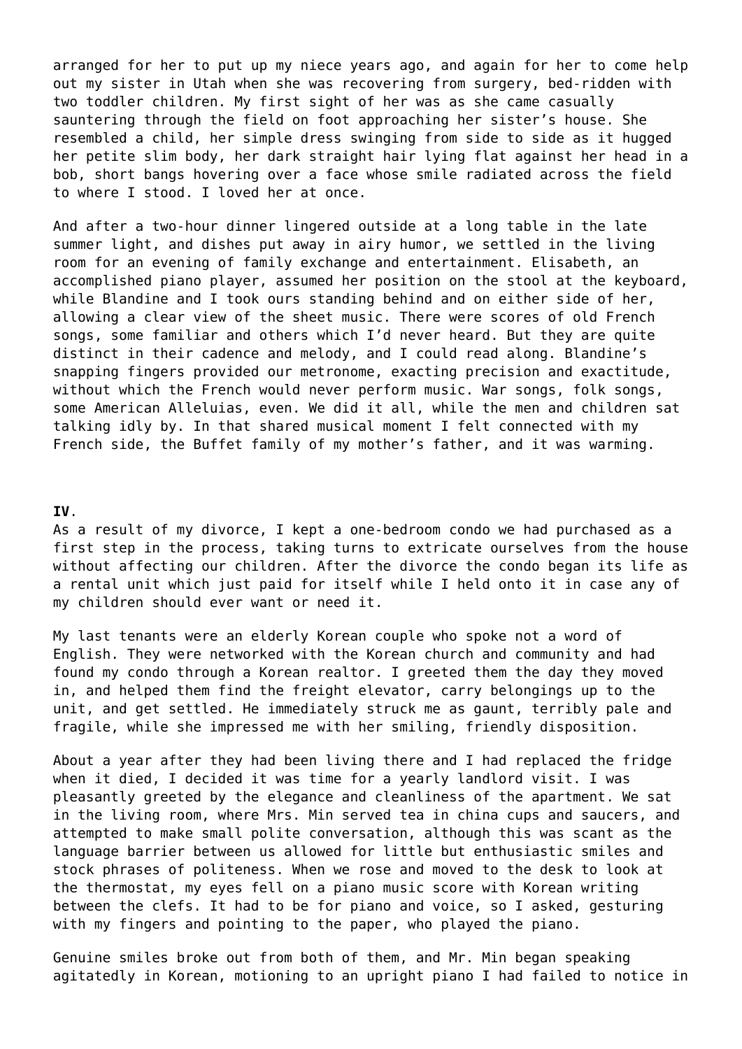arranged for her to put up my niece years ago, and again for her to come help out my sister in Utah when she was recovering from surgery, bed-ridden with two toddler children. My first sight of her was as she came casually sauntering through the field on foot approaching her sister's house. She resembled a child, her simple dress swinging from side to side as it hugged her petite slim body, her dark straight hair lying flat against her head in a bob, short bangs hovering over a face whose smile radiated across the field to where I stood. I loved her at once.

And after a two-hour dinner lingered outside at a long table in the late summer light, and dishes put away in airy humor, we settled in the living room for an evening of family exchange and entertainment. Elisabeth, an accomplished piano player, assumed her position on the stool at the keyboard, while Blandine and I took ours standing behind and on either side of her, allowing a clear view of the sheet music. There were scores of old French songs, some familiar and others which I'd never heard. But they are quite distinct in their cadence and melody, and I could read along. Blandine's snapping fingers provided our metronome, exacting precision and exactitude, without which the French would never perform music. War songs, folk songs, some American Alleluias, even. We did it all, while the men and children sat talking idly by. In that shared musical moment I felt connected with my French side, the Buffet family of my mother's father, and it was warming.

**IV**.

As a result of my divorce, I kept a one-bedroom condo we had purchased as a first step in the process, taking turns to extricate ourselves from the house without affecting our children. After the divorce the condo began its life as a rental unit which just paid for itself while I held onto it in case any of my children should ever want or need it.

My last tenants were an elderly Korean couple who spoke not a word of English. They were networked with the Korean church and community and had found my condo through a Korean realtor. I greeted them the day they moved in, and helped them find the freight elevator, carry belongings up to the unit, and get settled. He immediately struck me as gaunt, terribly pale and fragile, while she impressed me with her smiling, friendly disposition.

About a year after they had been living there and I had replaced the fridge when it died, I decided it was time for a yearly landlord visit. I was pleasantly greeted by the elegance and cleanliness of the apartment. We sat in the living room, where Mrs. Min served tea in china cups and saucers, and attempted to make small polite conversation, although this was scant as the language barrier between us allowed for little but enthusiastic smiles and stock phrases of politeness. When we rose and moved to the desk to look at the thermostat, my eyes fell on a piano music score with Korean writing between the clefs. It had to be for piano and voice, so I asked, gesturing with my fingers and pointing to the paper, who played the piano.

Genuine smiles broke out from both of them, and Mr. Min began speaking agitatedly in Korean, motioning to an upright piano I had failed to notice in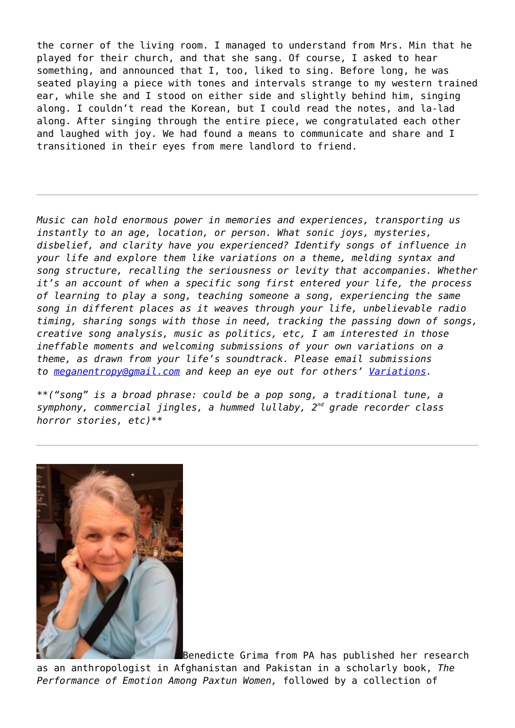the corner of the living room. I managed to understand from Mrs. Min that he played for their church, and that she sang. Of course, I asked to hear something, and announced that I, too, liked to sing. Before long, he was seated playing a piece with tones and intervals strange to my western trained ear, while she and I stood on either side and slightly behind him, singing along. I couldn't read the Korean, but I could read the notes, and la-lad along. After singing through the entire piece, we congratulated each other and laughed with joy. We had found a means to communicate and share and I transitioned in their eyes from mere landlord to friend.

---

*Music can hold enormous power in memories and experiences, transporting us instantly to an age, location, or person. What sonic joys, mysteries, disbelief, and clarity have you experienced? Identify songs of influence in your life and explore them like variations on a theme, melding syntax and song structure, recalling the seriousness or levity that accompanies. Whether it's an account of when a specific song first entered your life, the process of learning to play a song, teaching someone a song, experiencing the same song in different places as it weaves through your life, unbelievable radio timing, sharing songs with those in need, tracking the passing down of songs, creative song analysis, music as politics, etc, I am interested in those ineffable moments and welcoming submissions of your own variations on a theme, as drawn from your life's soundtrack. Please email submissions to [meganentropy@gmail.com](mailto:meganentropy@gmail.com) and keep an eye out for others' [Variations](#).*

*\*\*("song" is a broad phrase: could be a pop song, a traditional tune, a symphony, commercial jingles, a hummed lullaby, 2nd grade recorder class horror stories, etc)\*\**

---

Benedicte Grima from PA has published her research as an anthropologist in Afghanistan and Pakistan in a scholarly book, *The Performance of Emotion Among Paxtun Women,* followed by a collection of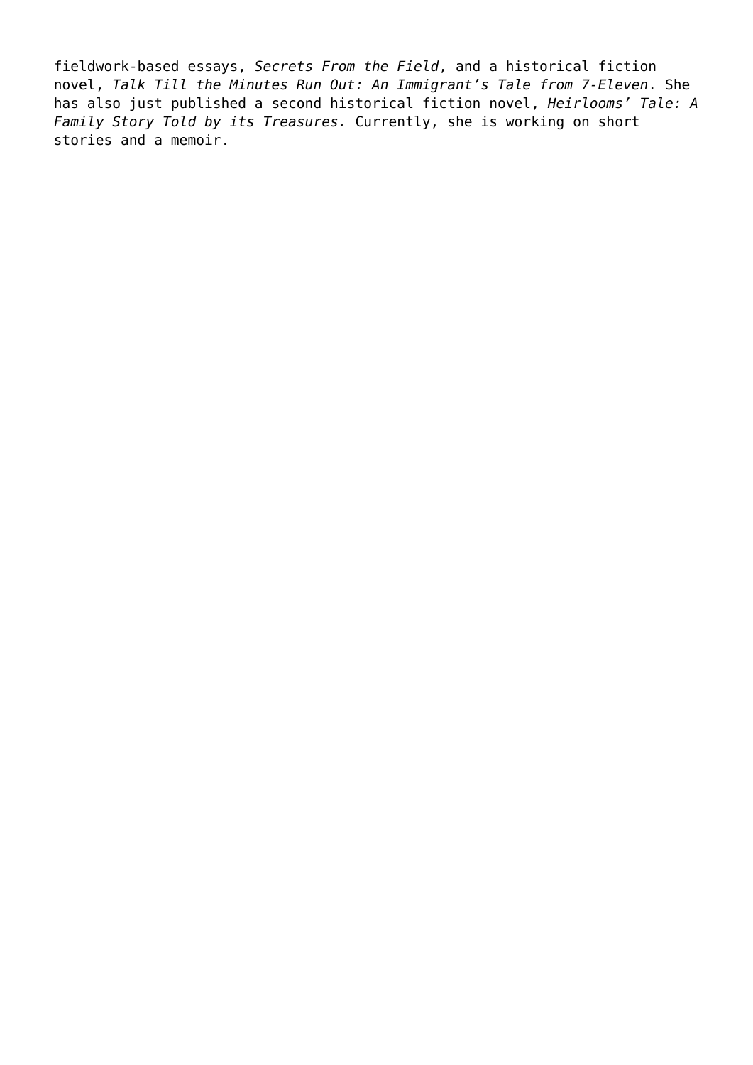fieldwork-based essays, *Secrets From the Field*, and a historical fiction novel, *Talk Till the Minutes Run Out: An Immigrant's Tale from 7-Eleven*. She has also just published a second historical fiction novel, *Heirlooms' Tale: A Family Story Told by its Treasures.* Currently, she is working on short stories and a memoir.